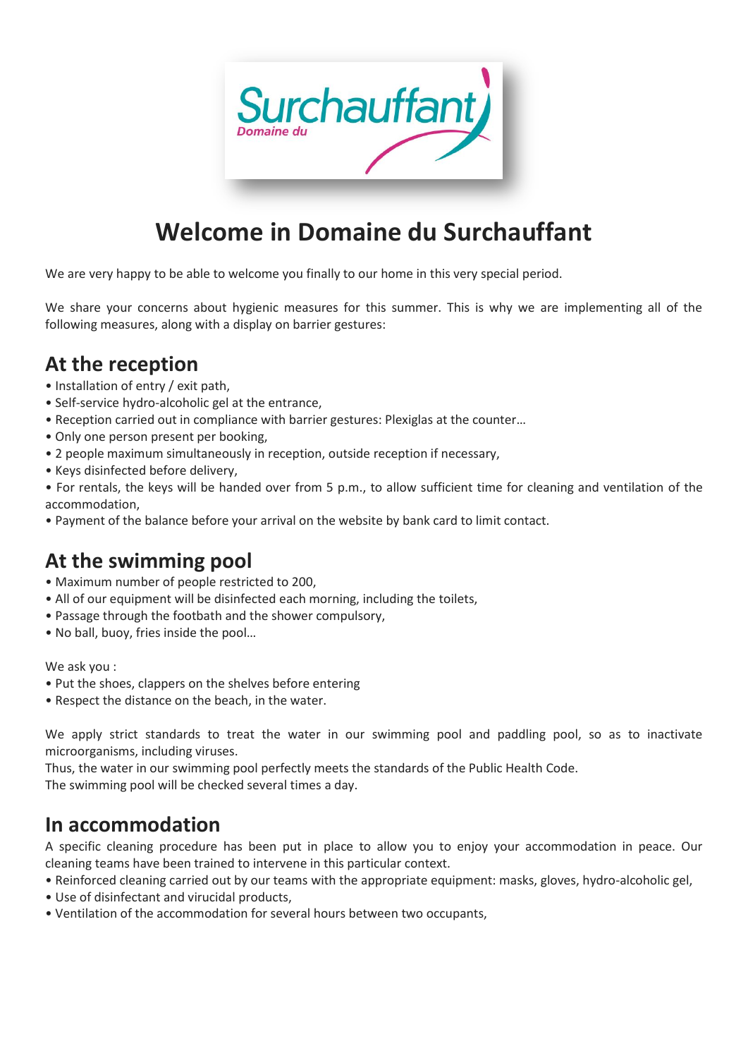# Welcome in Domaine du Surchauffant

We are very happy to be able to welcome you finally to our home in this very special period.

We share your concerns about hygienic measures for this summer. This is why we are implementing all of the following measures, along with a display on barrier gestures:

## At the reception

- Installation of entry / exit path,
- Self-service hydro-alcoholic gel at the entrance,
- Reception carried out in compliance with barrier gestures: Plexiglas at the counter…
- Only one person present per booking,
- 2 people maximum simultaneously in reception, outside reception if necessary,
- Keys disinfected before delivery,
- For rentals, the keys will be handed over from 5 p.m., to allow sufficient time for cleaning and ventilation of the accommodation,
- Payment of the balance before your arrival on the website by bank card to limit contact.

## At the swimming pool

- Maximum number of people restricted to 200,
- All of our equipment will be disinfected each morning, including the toilets,
- Passage through the footbath and the shower compulsory,
- No ball, buoy, fries inside the pool…

We ask you :

- Put the shoes, clappers on the shelves before entering
- Respect the distance on the beach, in the water.

We apply strict standards to treat the water in our swimming pool and paddling pool, so as to inactivate microorganisms, including viruses.
Thus, the water in our swimming pool perfectly meets the standards of the Public Health Code.
The swimming pool will be checked several times a day.

## In accommodation

A specific cleaning procedure has been put in place to allow you to enjoy your accommodation in peace. Our cleaning teams have been trained to intervene in this particular context.

- Reinforced cleaning carried out by our teams with the appropriate equipment: masks, gloves, hydro-alcoholic gel,
- Use of disinfectant and virucidal products,
- Ventilation of the accommodation for several hours between two occupants,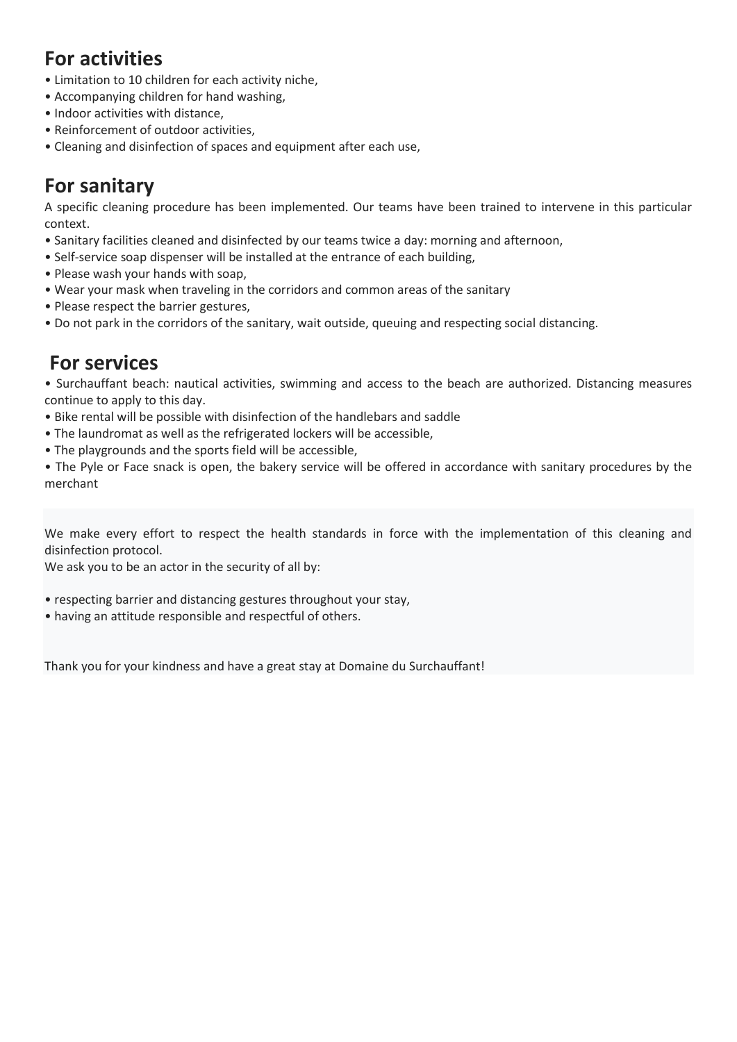## For activities

- Limitation to 10 children for each activity niche,
- Accompanying children for hand washing,
- Indoor activities with distance,
- Reinforcement of outdoor activities,
- Cleaning and disinfection of spaces and equipment after each use,

## For sanitary

A specific cleaning procedure has been implemented. Our teams have been trained to intervene in this particular context.

- Sanitary facilities cleaned and disinfected by our teams twice a day: morning and afternoon,
- Self-service soap dispenser will be installed at the entrance of each building,
- Please wash your hands with soap,
- Wear your mask when traveling in the corridors and common areas of the sanitary
- Please respect the barrier gestures,
- Do not park in the corridors of the sanitary, wait outside, queuing and respecting social distancing.

## For services

- Surchauffant beach: nautical activities, swimming and access to the beach are authorized. Distancing measures continue to apply to this day.
- Bike rental will be possible with disinfection of the handlebars and saddle
- The laundromat as well as the refrigerated lockers will be accessible,
- The playgrounds and the sports field will be accessible,
- The Pyle or Face snack is open, the bakery service will be offered in accordance with sanitary procedures by the merchant

We make every effort to respect the health standards in force with the implementation of this cleaning and disinfection protocol.
We ask you to be an actor in the security of all by:

- respecting barrier and distancing gestures throughout your stay,
- having an attitude responsible and respectful of others.

Thank you for your kindness and have a great stay at Domaine du Surchauffant!